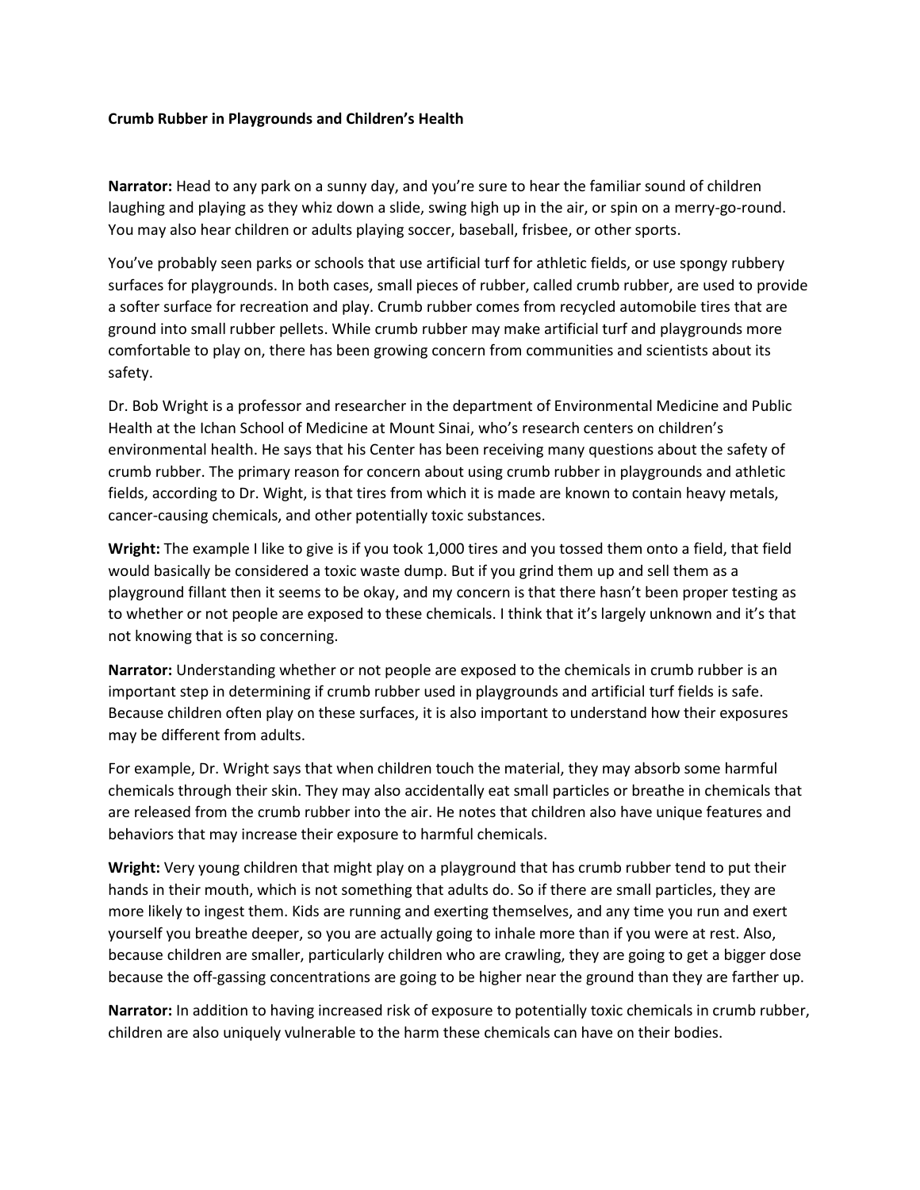**Crumb Rubber in Playgrounds and Children's Health**

**Narrator:** Head to any park on a sunny day, and you're sure to hear the familiar sound of children laughing and playing as they whiz down a slide, swing high up in the air, or spin on a merry-go-round. You may also hear children or adults playing soccer, baseball, frisbee, or other sports.

You've probably seen parks or schools that use artificial turf for athletic fields, or use spongy rubbery surfaces for playgrounds. In both cases, small pieces of rubber, called crumb rubber, are used to provide a softer surface for recreation and play. Crumb rubber comes from recycled automobile tires that are ground into small rubber pellets. While crumb rubber may make artificial turf and playgrounds more comfortable to play on, there has been growing concern from communities and scientists about its safety.

Dr. Bob Wright is a professor and researcher in the department of Environmental Medicine and Public Health at the Ichan School of Medicine at Mount Sinai, who's research centers on children's environmental health. He says that his Center has been receiving many questions about the safety of crumb rubber. The primary reason for concern about using crumb rubber in playgrounds and athletic fields, according to Dr. Wight, is that tires from which it is made are known to contain heavy metals, cancer-causing chemicals, and other potentially toxic substances.

**Wright:** The example I like to give is if you took 1,000 tires and you tossed them onto a field, that field would basically be considered a toxic waste dump. But if you grind them up and sell them as a playground fillant then it seems to be okay, and my concern is that there hasn't been proper testing as to whether or not people are exposed to these chemicals. I think that it's largely unknown and it's that not knowing that is so concerning.

**Narrator:** Understanding whether or not people are exposed to the chemicals in crumb rubber is an important step in determining if crumb rubber used in playgrounds and artificial turf fields is safe. Because children often play on these surfaces, it is also important to understand how their exposures may be different from adults.

For example, Dr. Wright says that when children touch the material, they may absorb some harmful chemicals through their skin. They may also accidentally eat small particles or breathe in chemicals that are released from the crumb rubber into the air. He notes that children also have unique features and behaviors that may increase their exposure to harmful chemicals.

**Wright:** Very young children that might play on a playground that has crumb rubber tend to put their hands in their mouth, which is not something that adults do. So if there are small particles, they are more likely to ingest them. Kids are running and exerting themselves, and any time you run and exert yourself you breathe deeper, so you are actually going to inhale more than if you were at rest. Also, because children are smaller, particularly children who are crawling, they are going to get a bigger dose because the off-gassing concentrations are going to be higher near the ground than they are farther up.

**Narrator:** In addition to having increased risk of exposure to potentially toxic chemicals in crumb rubber, children are also uniquely vulnerable to the harm these chemicals can have on their bodies.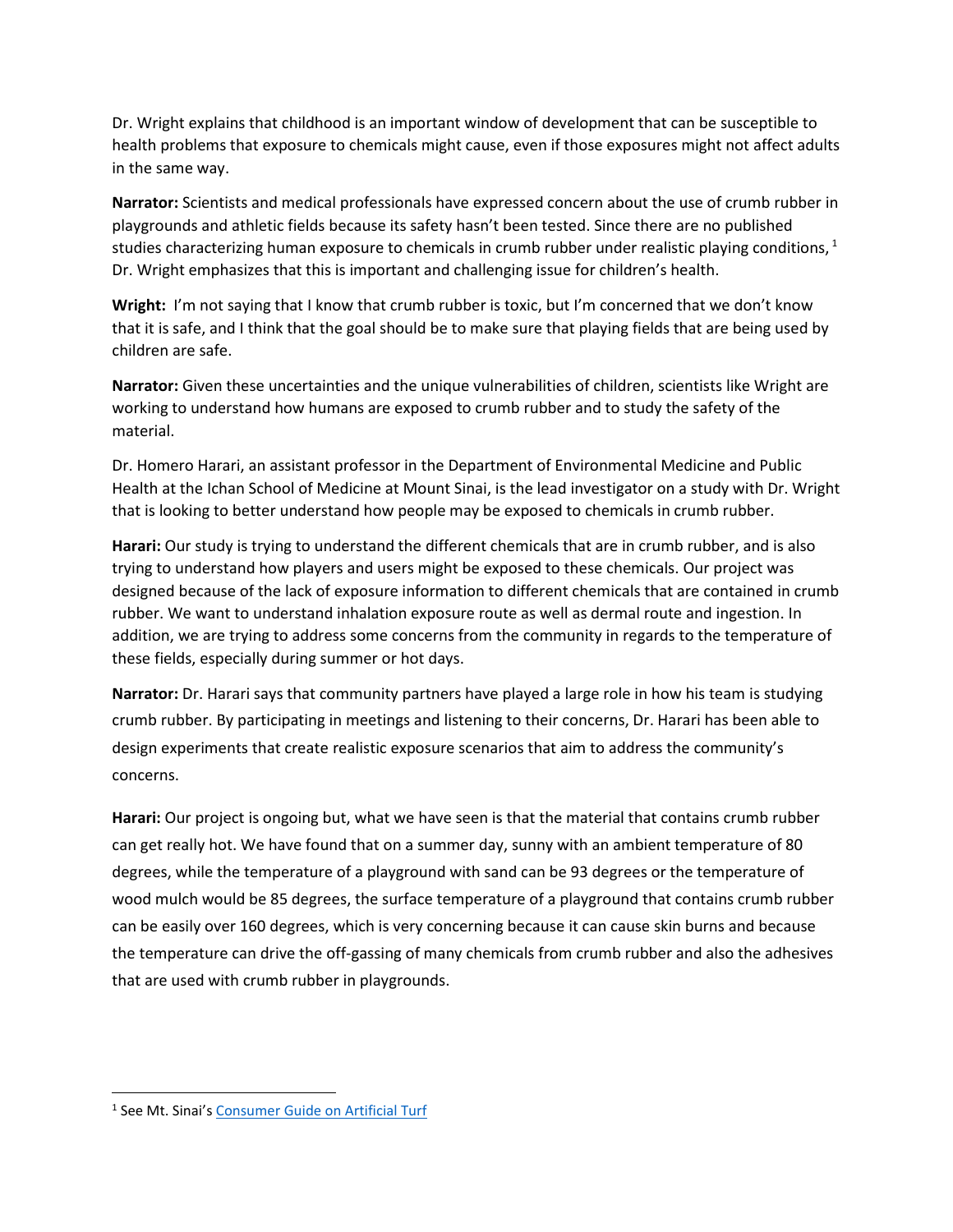Dr. Wright explains that childhood is an important window of development that can be susceptible to health problems that exposure to chemicals might cause, even if those exposures might not affect adults in the same way.

**Narrator:** Scientists and medical professionals have expressed concern about the use of crumb rubber in playgrounds and athletic fields because its safety hasn't been tested. Since there are no published studies characterizing human exposure to chemicals in crumb rubber under realistic playing conditions, [1] Dr. Wright emphasizes that this is important and challenging issue for children's health.

**Wright:** I'm not saying that I know that crumb rubber is toxic, but I'm concerned that we don't know that it is safe, and I think that the goal should be to make sure that playing fields that are being used by children are safe.

**Narrator:** Given these uncertainties and the unique vulnerabilities of children, scientists like Wright are working to understand how humans are exposed to crumb rubber and to study the safety of the material.

Dr. Homero Harari, an assistant professor in the Department of Environmental Medicine and Public Health at the Ichan School of Medicine at Mount Sinai, is the lead investigator on a study with Dr. Wright that is looking to better understand how people may be exposed to chemicals in crumb rubber.

**Harari:** Our study is trying to understand the different chemicals that are in crumb rubber, and is also trying to understand how players and users might be exposed to these chemicals. Our project was designed because of the lack of exposure information to different chemicals that are contained in crumb rubber. We want to understand inhalation exposure route as well as dermal route and ingestion. In addition, we are trying to address some concerns from the community in regards to the temperature of these fields, especially during summer or hot days.

**Narrator:** Dr. Harari says that community partners have played a large role in how his team is studying crumb rubber. By participating in meetings and listening to their concerns, Dr. Harari has been able to design experiments that create realistic exposure scenarios that aim to address the community's concerns.

**Harari:** Our project is ongoing but, what we have seen is that the material that contains crumb rubber can get really hot. We have found that on a summer day, sunny with an ambient temperature of 80 degrees, while the temperature of a playground with sand can be 93 degrees or the temperature of wood mulch would be 85 degrees, the surface temperature of a playground that contains crumb rubber can be easily over 160 degrees, which is very concerning because it can cause skin burns and because the temperature can drive the off-gassing of many chemicals from crumb rubber and also the adhesives that are used with crumb rubber in playgrounds.

---

[1] See Mt. Sinai's [Consumer Guide on Artificial Turf]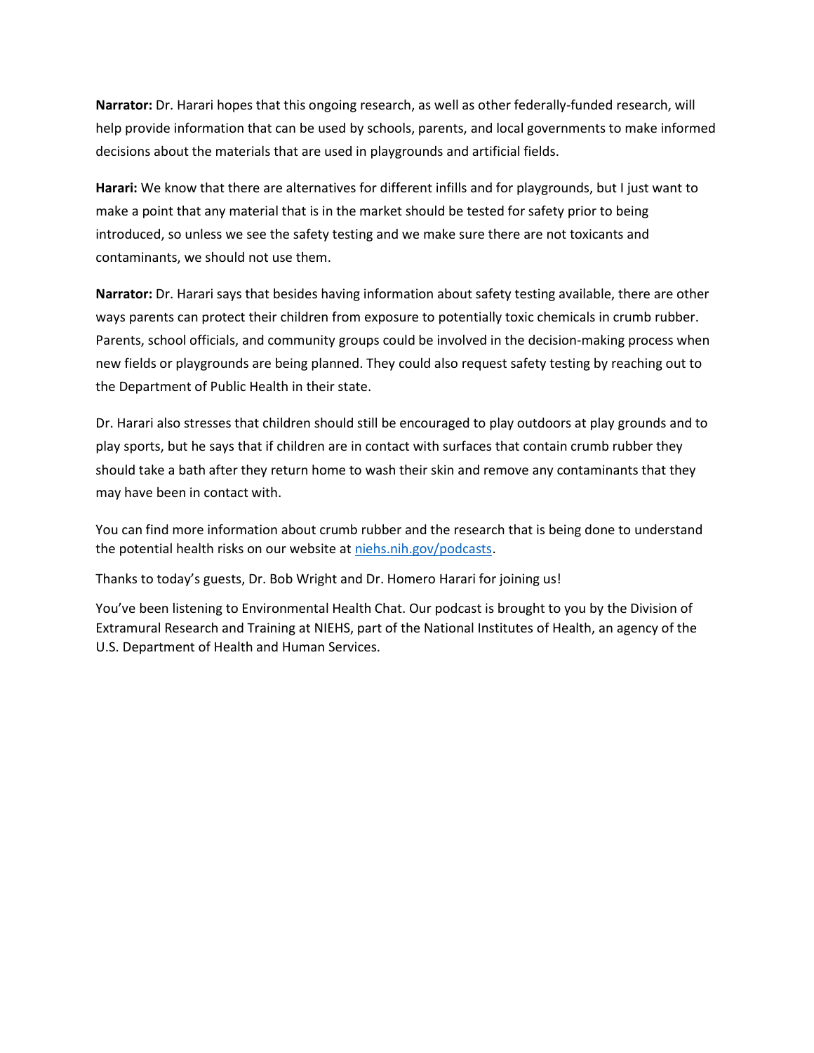**Narrator:** Dr. Harari hopes that this ongoing research, as well as other federally-funded research, will help provide information that can be used by schools, parents, and local governments to make informed decisions about the materials that are used in playgrounds and artificial fields.

**Harari:** We know that there are alternatives for different infills and for playgrounds, but I just want to make a point that any material that is in the market should be tested for safety prior to being introduced, so unless we see the safety testing and we make sure there are not toxicants and contaminants, we should not use them.

**Narrator:** Dr. Harari says that besides having information about safety testing available, there are other ways parents can protect their children from exposure to potentially toxic chemicals in crumb rubber. Parents, school officials, and community groups could be involved in the decision-making process when new fields or playgrounds are being planned. They could also request safety testing by reaching out to the Department of Public Health in their state.

Dr. Harari also stresses that children should still be encouraged to play outdoors at play grounds and to play sports, but he says that if children are in contact with surfaces that contain crumb rubber they should take a bath after they return home to wash their skin and remove any contaminants that they may have been in contact with.

You can find more information about crumb rubber and the research that is being done to understand the potential health risks on our website at [niehs.nih.gov/podcasts](niehs.nih.gov/podcasts).

Thanks to today's guests, Dr. Bob Wright and Dr. Homero Harari for joining us!

You've been listening to Environmental Health Chat. Our podcast is brought to you by the Division of Extramural Research and Training at NIEHS, part of the National Institutes of Health, an agency of the U.S. Department of Health and Human Services.